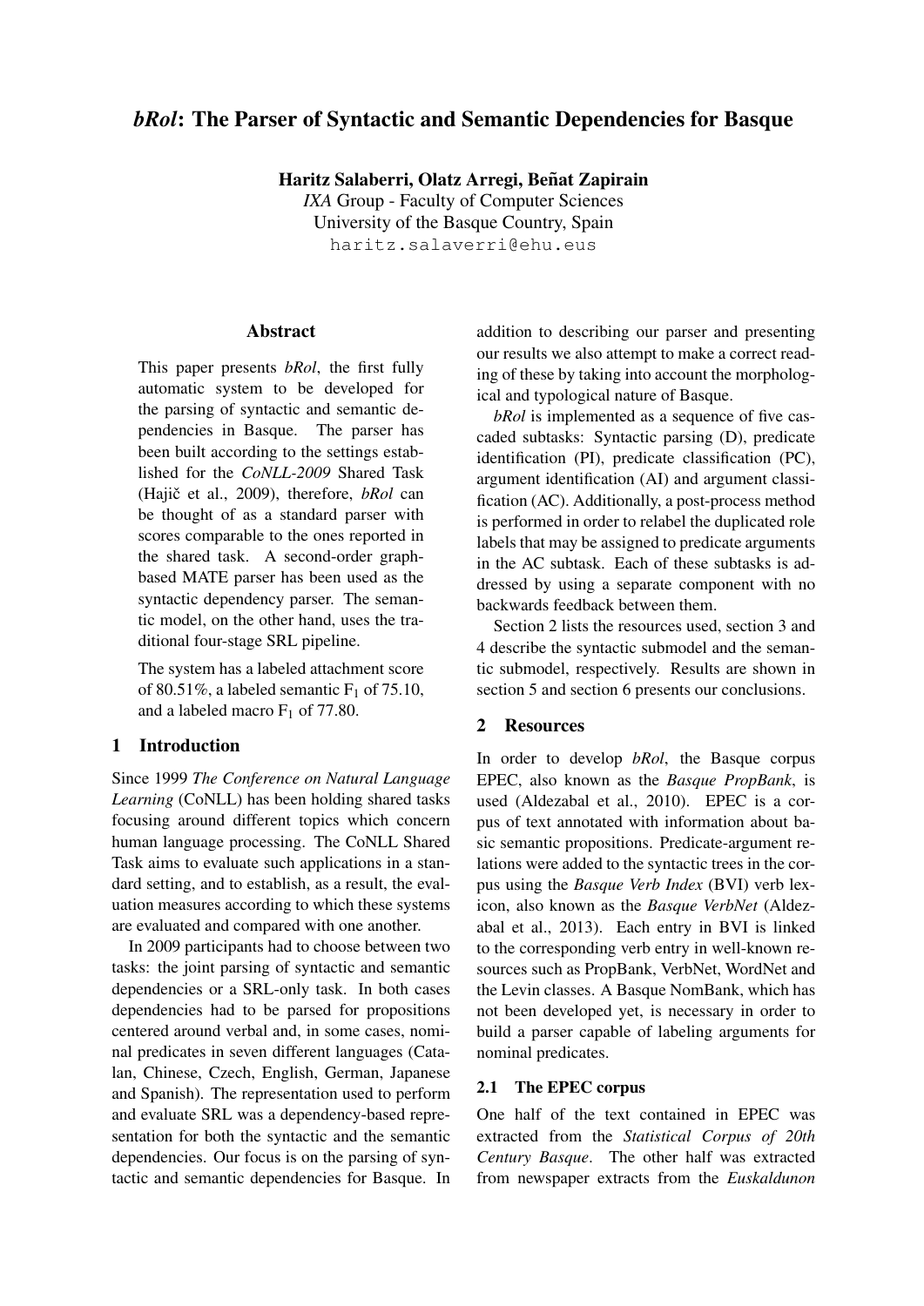# *bRol*: The Parser of Syntactic and Semantic Dependencies for Basque

**Haritz Salaberri, Olatz Arregi, Beñat Zapirain**
*IXA* Group - Faculty of Computer Sciences
University of the Basque Country, Spain
haritz.salaverri@ehu.eus

## Abstract

This paper presents *bRol*, the first fully automatic system to be developed for the parsing of syntactic and semantic dependencies in Basque. The parser has been built according to the settings established for the *CoNLL-2009* Shared Task (Hajič et al., 2009), therefore, *bRol* can be thought of as a standard parser with scores comparable to the ones reported in the shared task. A second-order graph-based MATE parser has been used as the syntactic dependency parser. The semantic model, on the other hand, uses the traditional four-stage SRL pipeline.

The system has a labeled attachment score of 80.51%, a labeled semantic $F_1$ of 75.10, and a labeled macro $F_1$ of 77.80.

## 1 Introduction

Since 1999 *The Conference on Natural Language Learning* (CoNLL) has been holding shared tasks focusing around different topics which concern human language processing. The CoNLL Shared Task aims to evaluate such applications in a standard setting, and to establish, as a result, the evaluation measures according to which these systems are evaluated and compared with one another.

In 2009 participants had to choose between two tasks: the joint parsing of syntactic and semantic dependencies or a SRL-only task. In both cases dependencies had to be parsed for propositions centered around verbal and, in some cases, nominal predicates in seven different languages (Catalan, Chinese, Czech, English, German, Japanese and Spanish). The representation used to perform and evaluate SRL was a dependency-based representation for both the syntactic and the semantic dependencies. Our focus is on the parsing of syntactic and semantic dependencies for Basque. In addition to describing our parser and presenting our results we also attempt to make a correct reading of these by taking into account the morphological and typological nature of Basque.

*bRol* is implemented as a sequence of five cascaded subtasks: Syntactic parsing (D), predicate identification (PI), predicate classification (PC), argument identification (AI) and argument classification (AC). Additionally, a post-process method is performed in order to relabel the duplicated role labels that may be assigned to predicate arguments in the AC subtask. Each of these subtasks is addressed by using a separate component with no backwards feedback between them.

Section 2 lists the resources used, section 3 and 4 describe the syntactic submodel and the semantic submodel, respectively. Results are shown in section 5 and section 6 presents our conclusions.

## 2 Resources

In order to develop *bRol*, the Basque corpus EPEC, also known as the *Basque PropBank*, is used (Aldezabal et al., 2010). EPEC is a corpus of text annotated with information about basic semantic propositions. Predicate-argument relations were added to the syntactic trees in the corpus using the *Basque Verb Index* (BVI) verb lexicon, also known as the *Basque VerbNet* (Aldezabal et al., 2013). Each entry in BVI is linked to the corresponding verb entry in well-known resources such as PropBank, VerbNet, WordNet and the Levin classes. A Basque NomBank, which has not been developed yet, is necessary in order to build a parser capable of labeling arguments for nominal predicates.

### 2.1 The EPEC corpus

One half of the text contained in EPEC was extracted from the *Statistical Corpus of 20th Century Basque*. The other half was extracted from newspaper extracts from the *Euskaldunon*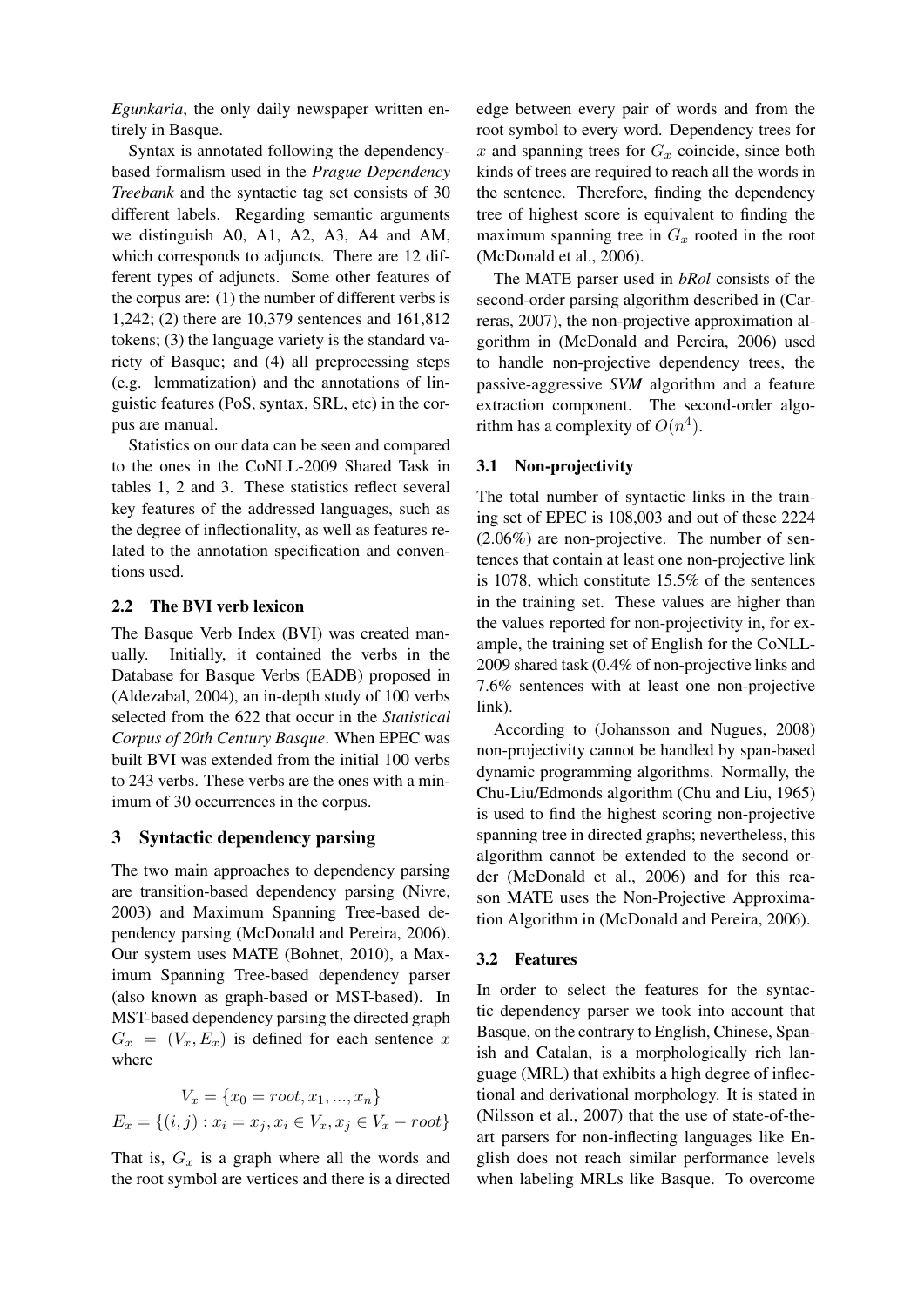*Egunkaria*, the only daily newspaper written entirely in Basque.

Syntax is annotated following the dependency-based formalism used in the *Prague Dependency Treebank* and the syntactic tag set consists of 30 different labels. Regarding semantic arguments we distinguish A0, A1, A2, A3, A4 and AM, which corresponds to adjuncts. There are 12 different types of adjuncts. Some other features of the corpus are: (1) the number of different verbs is 1,242; (2) there are 10,379 sentences and 161,812 tokens; (3) the language variety is the standard variety of Basque; and (4) all preprocessing steps (e.g. lemmatization) and the annotations of linguistic features (PoS, syntax, SRL, etc) in the corpus are manual.

Statistics on our data can be seen and compared to the ones in the CoNLL-2009 Shared Task in tables 1, 2 and 3. These statistics reflect several key features of the addressed languages, such as the degree of inflectionality, as well as features related to the annotation specification and conventions used.

### 2.2 The BVI verb lexicon

The Basque Verb Index (BVI) was created manually. Initially, it contained the verbs in the Database for Basque Verbs (EADB) proposed in (Aldezabal, 2004), an in-depth study of 100 verbs selected from the 622 that occur in the *Statistical Corpus of 20th Century Basque*. When EPEC was built BVI was extended from the initial 100 verbs to 243 verbs. These verbs are the ones with a minimum of 30 occurrences in the corpus.

## 3 Syntactic dependency parsing

The two main approaches to dependency parsing are transition-based dependency parsing (Nivre, 2003) and Maximum Spanning Tree-based dependency parsing (McDonald and Pereira, 2006). Our system uses MATE (Bohnet, 2010), a Maximum Spanning Tree-based dependency parser (also known as graph-based or MST-based). In MST-based dependency parsing the directed graph $G_x = (V_x, E_x)$ is defined for each sentence $x$ where

$$V_x = \{x_0 = root, x_1, ..., x_n\}$$
$$E_x = \{(i,j) : x_i = x_j, x_i \in V_x, x_j \in V_x - root\}$$

That is, $G_x$ is a graph where all the words and the root symbol are vertices and there is a directed edge between every pair of words and from the root symbol to every word. Dependency trees for $x$ and spanning trees for $G_x$ coincide, since both kinds of trees are required to reach all the words in the sentence. Therefore, finding the dependency tree of highest score is equivalent to finding the maximum spanning tree in $G_x$ rooted in the root (McDonald et al., 2006).

The MATE parser used in *bRol* consists of the second-order parsing algorithm described in (Carreras, 2007), the non-projective approximation algorithm in (McDonald and Pereira, 2006) used to handle non-projective dependency trees, the passive-aggressive *SVM* algorithm and a feature extraction component. The second-order algorithm has a complexity of $O(n^4)$.

### 3.1 Non-projectivity

The total number of syntactic links in the training set of EPEC is 108,003 and out of these 2224 (2.06%) are non-projective. The number of sentences that contain at least one non-projective link is 1078, which constitute 15.5% of the sentences in the training set. These values are higher than the values reported for non-projectivity in, for example, the training set of English for the CoNLL-2009 shared task (0.4% of non-projective links and 7.6% sentences with at least one non-projective link).

According to (Johansson and Nugues, 2008) non-projectivity cannot be handled by span-based dynamic programming algorithms. Normally, the Chu-Liu/Edmonds algorithm (Chu and Liu, 1965) is used to find the highest scoring non-projective spanning tree in directed graphs; nevertheless, this algorithm cannot be extended to the second order (McDonald et al., 2006) and for this reason MATE uses the Non-Projective Approximation Algorithm in (McDonald and Pereira, 2006).

### 3.2 Features

In order to select the features for the syntactic dependency parser we took into account that Basque, on the contrary to English, Chinese, Spanish and Catalan, is a morphologically rich language (MRL) that exhibits a high degree of inflectional and derivational morphology. It is stated in (Nilsson et al., 2007) that the use of state-of-the-art parsers for non-inflecting languages like English does not reach similar performance levels when labeling MRLs like Basque. To overcome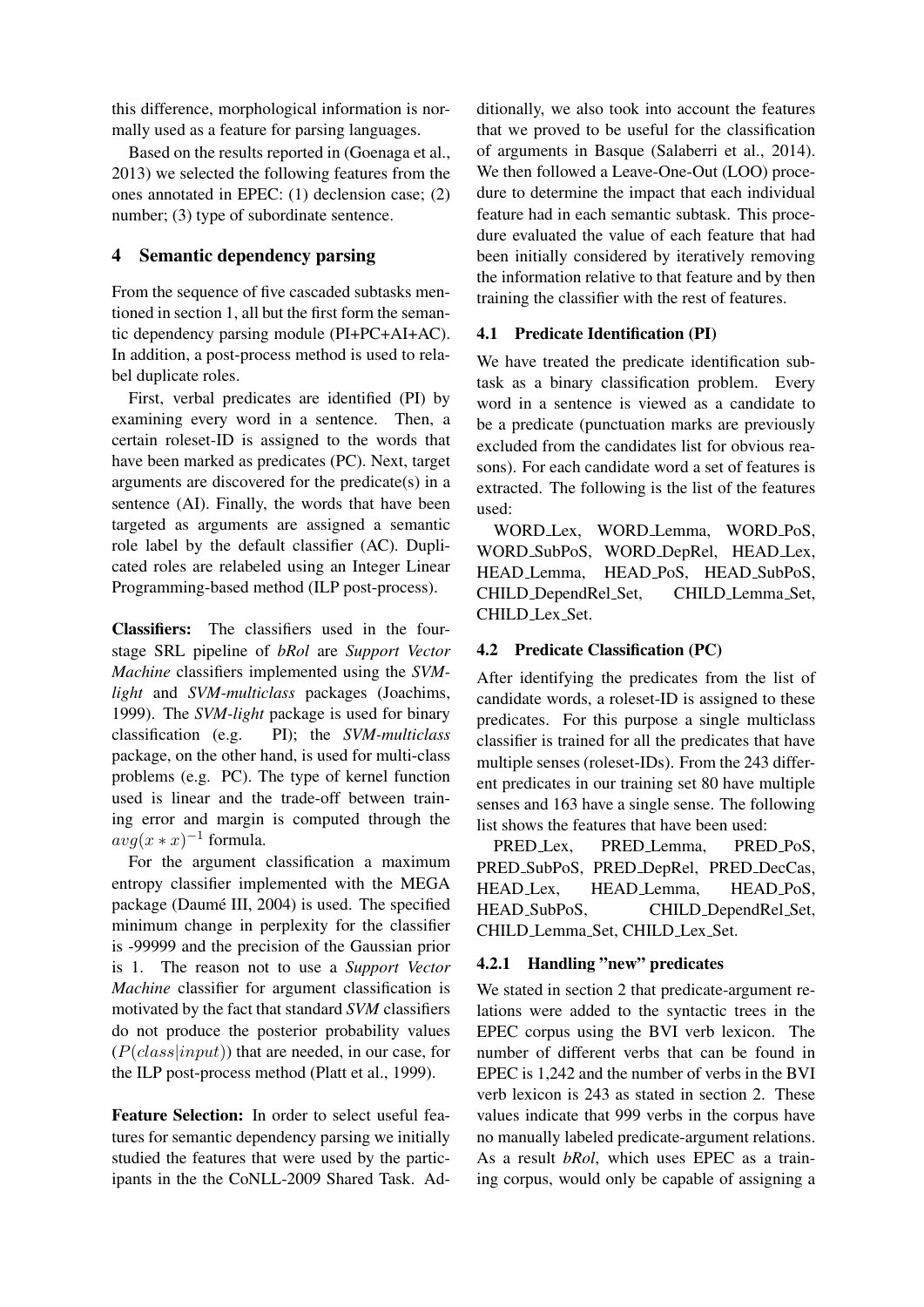this difference, morphological information is normally used as a feature for parsing languages.

Based on the results reported in (Goenaga et al., 2013) we selected the following features from the ones annotated in EPEC: (1) declension case; (2) number; (3) type of subordinate sentence.

## 4 Semantic dependency parsing

From the sequence of five cascaded subtasks mentioned in section 1, all but the first form the semantic dependency parsing module (PI+PC+AI+AC). In addition, a post-process method is used to relabel duplicate roles.

First, verbal predicates are identified (PI) by examining every word in a sentence. Then, a certain roleset-ID is assigned to the words that have been marked as predicates (PC). Next, target arguments are discovered for the predicate(s) in a sentence (AI). Finally, the words that have been targeted as arguments are assigned a semantic role label by the default classifier (AC). Duplicated roles are relabeled using an Integer Linear Programming-based method (ILP post-process).

**Classifiers:** The classifiers used in the four-stage SRL pipeline of *bRol* are *Support Vector Machine* classifiers implemented using the *SVM-light* and *SVM-multiclass* packages (Joachims, 1999). The *SVM-light* package is used for binary classification (e.g. PI); the *SVM-multiclass* package, on the other hand, is used for multi-class problems (e.g. PC). The type of kernel function used is linear and the trade-off between training error and margin is computed through the $avg(x * x)^{-1}$ formula.

For the argument classification a maximum entropy classifier implemented with the MEGA package (Daumé III, 2004) is used. The specified minimum change in perplexity for the classifier is -99999 and the precision of the Gaussian prior is 1. The reason not to use a *Support Vector Machine* classifier for argument classification is motivated by the fact that standard *SVM* classifiers do not produce the posterior probability values ($P(class|input)$) that are needed, in our case, for the ILP post-process method (Platt et al., 1999).

**Feature Selection:** In order to select useful features for semantic dependency parsing we initially studied the features that were used by the participants in the the CoNLL-2009 Shared Task. Additionally, we also took into account the features that we proved to be useful for the classification of arguments in Basque (Salaberri et al., 2014). We then followed a Leave-One-Out (LOO) procedure to determine the impact that each individual feature had in each semantic subtask. This procedure evaluated the value of each feature that had been initially considered by iteratively removing the information relative to that feature and by then training the classifier with the rest of features.

### 4.1 Predicate Identification (PI)

We have treated the predicate identification subtask as a binary classification problem. Every word in a sentence is viewed as a candidate to be a predicate (punctuation marks are previously excluded from the candidates list for obvious reasons). For each candidate word a set of features is extracted. The following is the list of the features used:

WORD_Lex, WORD_Lemma, WORD_PoS, WORD_SubPoS, WORD_DepRel, HEAD_Lex, HEAD_Lemma, HEAD_PoS, HEAD_SubPoS, CHILD_DependRel_Set, CHILD_Lemma_Set, CHILD_Lex_Set.

### 4.2 Predicate Classification (PC)

After identifying the predicates from the list of candidate words, a roleset-ID is assigned to these predicates. For this purpose a single multiclass classifier is trained for all the predicates that have multiple senses (roleset-IDs). From the 243 different predicates in our training set 80 have multiple senses and 163 have a single sense. The following list shows the features that have been used:

PRED_Lex, PRED_Lemma, PRED_PoS, PRED_SubPoS, PRED_DepRel, PRED_DecCas, HEAD_Lex, HEAD_Lemma, HEAD_PoS, HEAD_SubPoS, CHILD_DependRel_Set, CHILD_Lemma_Set, CHILD_Lex_Set.

#### 4.2.1 Handling "new" predicates

We stated in section 2 that predicate-argument relations were added to the syntactic trees in the EPEC corpus using the BVI verb lexicon. The number of different verbs that can be found in EPEC is 1,242 and the number of verbs in the BVI verb lexicon is 243 as stated in section 2. These values indicate that 999 verbs in the corpus have no manually labeled predicate-argument relations. As a result *bRol*, which uses EPEC as a training corpus, would only be capable of assigning a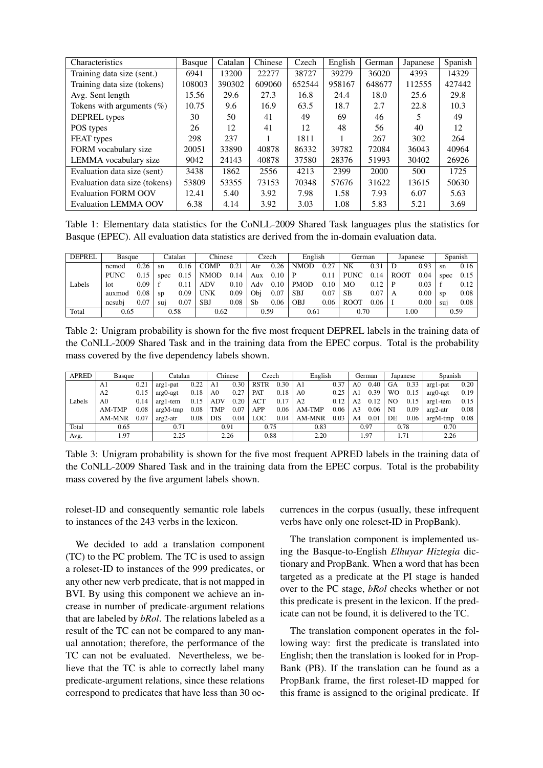| Characteristics | Basque | Catalan | Chinese | Czech | English | German | Japanese | Spanish |
|---|---|---|---|---|---|---|---|---|
| Training data size (sent.) | 6941 | 13200 | 22277 | 38727 | 39279 | 36020 | 4393 | 14329 |
| Training data size (tokens) | 108003 | 390302 | 609060 | 652544 | 958167 | 648677 | 112555 | 427442 |
| Avg. Sent length | 15.56 | 29.6 | 27.3 | 16.8 | 24.4 | 18.0 | 25.6 | 29.8 |
| Tokens with arguments (%) | 10.75 | 9.6 | 16.9 | 63.5 | 18.7 | 2.7 | 22.8 | 10.3 |
| DEPREL types | 30 | 50 | 41 | 49 | 69 | 46 | 5 | 49 |
| POS types | 26 | 12 | 41 | 12 | 48 | 56 | 40 | 12 |
| FEAT types | 298 | 237 | 1 | 1811 | 1 | 267 | 302 | 264 |
| FORM vocabulary size | 20051 | 33890 | 40878 | 86332 | 39782 | 72084 | 36043 | 40964 |
| LEMMA vocabulary size | 9042 | 24143 | 40878 | 37580 | 28376 | 51993 | 30402 | 26926 |
| Evaluation data size (sent) | 3438 | 1862 | 2556 | 4213 | 2399 | 2000 | 500 | 1725 |
| Evaluation data size (tokens) | 53809 | 53355 | 73153 | 70348 | 57676 | 31622 | 13615 | 50630 |
| Evaluation FORM OOV | 12.41 | 5.40 | 3.92 | 7.98 | 1.58 | 7.93 | 6.07 | 5.63 |
| Evaluation LEMMA OOV | 6.38 | 4.14 | 3.92 | 3.03 | 1.08 | 5.83 | 5.21 | 3.69 |

Table 1: Elementary data statistics for the CoNLL-2009 Shared Task languages plus the statistics for Basque (EPEC). All evaluation data statistics are derived from the in-domain evaluation data.

| DEPREL | Basque | | Catalan | | Chinese | | Czech | | English | | German | | Japanese | | Spanish | |
|---|---|---|---|---|---|---|---|---|---|---|---|---|---|---|---|---|
| Labels | ncmod | 0.26 | sn | 0.16 | COMP | 0.21 | Atr | 0.26 | NMOD | 0.27 | NK | 0.31 | D | 0.93 | sn | 0.16 |
| | PUNC | 0.15 | spec | 0.15 | NMOD | 0.14 | Aux | 0.10 | P | 0.11 | PUNC | 0.14 | ROOT | 0.04 | spec | 0.15 |
| | lot | 0.09 | f | 0.11 | ADV | 0.10 | Adv | 0.10 | PMOD | 0.10 | MO | 0.12 | P | 0.03 | f | 0.12 |
| | auxmod | 0.08 | sp | 0.09 | UNK | 0.09 | Obj | 0.07 | SBJ | 0.07 | SB | 0.07 | A | 0.00 | sp | 0.08 |
| | ncsubj | 0.07 | suj | 0.07 | SBJ | 0.08 | Sb | 0.06 | OBJ | 0.06 | ROOT | 0.06 | I | 0.00 | suj | 0.08 |
| Total | 0.65 | | 0.58 | | 0.62 | | 0.59 | | 0.61 | | 0.70 | | 1.00 | | 0.59 | |

Table 2: Unigram probability is shown for the five most frequent DEPREL labels in the training data of the CoNLL-2009 Shared Task and in the training data from the EPEC corpus. Total is the probability mass covered by the five dependency labels shown.

| APRED | Basque | | Catalan | | Chinese | | Czech | | English | | German | | Japanese | | Spanish | |
|---|---|---|---|---|---|---|---|---|---|---|---|---|---|---|---|---|
| Labels | A1 | 0.21 | arg1-pat | 0.22 | A1 | 0.30 | RSTR | 0.30 | A1 | 0.37 | A0 | 0.40 | GA | 0.33 | arg1-pat | 0.20 |
| | A2 | 0.15 | arg0-agt | 0.18 | A0 | 0.27 | PAT | 0.18 | A0 | 0.25 | A1 | 0.39 | WO | 0.15 | arg0-agt | 0.19 |
| | A0 | 0.14 | arg1-tem | 0.15 | ADV | 0.20 | ACT | 0.17 | A2 | 0.12 | A2 | 0.12 | NO | 0.15 | arg1-tem | 0.15 |
| | AM-TMP | 0.08 | argM-tmp | 0.08 | TMP | 0.07 | APP | 0.06 | AM-TMP | 0.06 | A3 | 0.06 | NI | 0.09 | arg2-atr | 0.08 |
| | AM-MNR | 0.07 | arg2-atr | 0.08 | DIS | 0.04 | LOC | 0.04 | AM-MNR | 0.03 | A4 | 0.01 | DE | 0.06 | argM-tmp | 0.08 |
| Total | 0.65 | | 0.71 | | 0.91 | | 0.75 | | 0.83 | | 0.97 | | 0.78 | | 0.70 | |
| Avg. | 1.97 | | 2.25 | | 2.26 | | 0.88 | | 2.20 | | 1.97 | | 1.71 | | 2.26 | |

Table 3: Unigram probability is shown for the five most frequent APRED labels in the training data of the CoNLL-2009 Shared Task and in the training data from the EPEC corpus. Total is the probability mass covered by the five argument labels shown.

roleset-ID and consequently semantic role labels to instances of the 243 verbs in the lexicon.

We decided to add a translation component (TC) to the PC problem. The TC is used to assign a roleset-ID to instances of the 999 predicates, or any other new verb predicate, that is not mapped in BVI. By using this component we achieve an increase in number of predicate-argument relations that are labeled by *bRol*. The relations labeled as a result of the TC can not be compared to any manual annotation; therefore, the performance of the TC can not be evaluated. Nevertheless, we believe that the TC is able to correctly label many predicate-argument relations, since these relations correspond to predicates that have less than 30 occurrences in the corpus (usually, these infrequent verbs have only one roleset-ID in PropBank).

The translation component is implemented using the Basque-to-English *Elhuyar Hiztegia* dictionary and PropBank. When a word that has been targeted as a predicate at the PI stage is handed over to the PC stage, *bRol* checks whether or not this predicate is present in the lexicon. If the predicate can not be found, it is delivered to the TC.

The translation component operates in the following way: first the predicate is translated into English; then the translation is looked for in PropBank (PB). If the translation can be found as a PropBank frame, the first roleset-ID mapped for this frame is assigned to the original predicate. If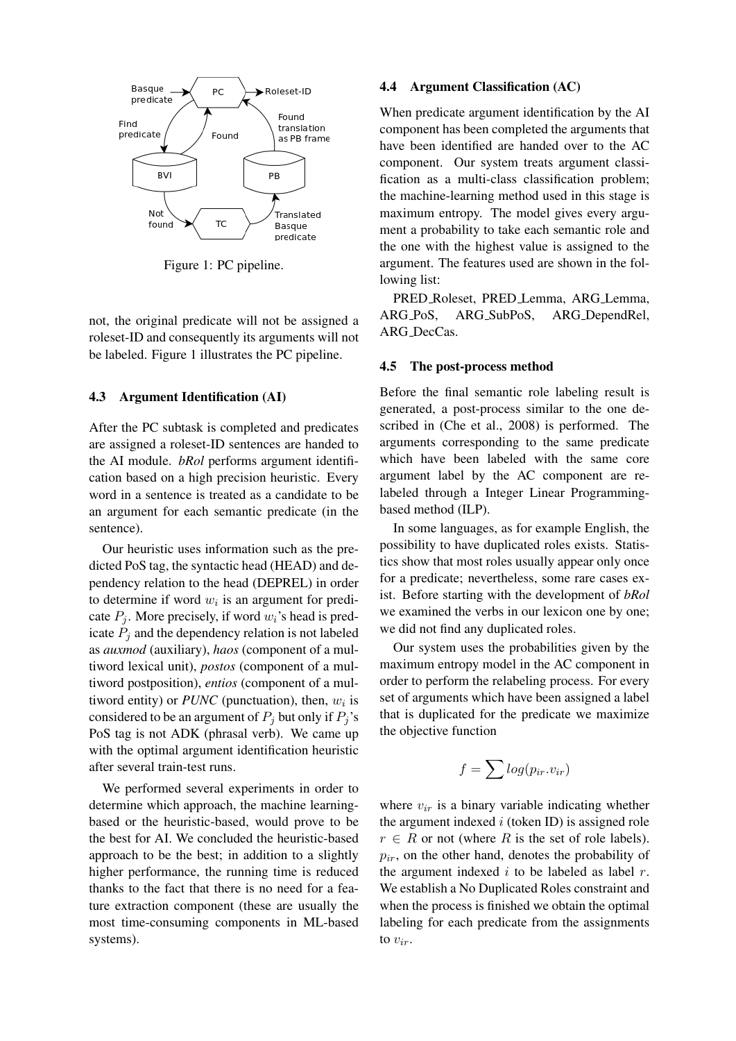Figure 1: PC pipeline.

not, the original predicate will not be assigned a roleset-ID and consequently its arguments will not be labeled. Figure 1 illustrates the PC pipeline.

### 4.3 Argument Identification (AI)

After the PC subtask is completed and predicates are assigned a roleset-ID sentences are handed to the AI module. *bRol* performs argument identification based on a high precision heuristic. Every word in a sentence is treated as a candidate to be an argument for each semantic predicate (in the sentence).

Our heuristic uses information such as the predicted PoS tag, the syntactic head (HEAD) and dependency relation to the head (DEPREL) in order to determine if word $w_i$ is an argument for predicate $P_j$. More precisely, if word $w_i$'s head is predicate $P_j$ and the dependency relation is not labeled as *auxmod* (auxiliary), *haos* (component of a multiword lexical unit), *postos* (component of a multiword postposition), *entios* (component of a multiword entity) or *PUNC* (punctuation), then, $w_i$ is considered to be an argument of $P_j$ but only if $P_j$'s PoS tag is not ADK (phrasal verb). We came up with the optimal argument identification heuristic after several train-test runs.

We performed several experiments in order to determine which approach, the machine learning-based or the heuristic-based, would prove to be the best for AI. We concluded the heuristic-based approach to be the best; in addition to a slightly higher performance, the running time is reduced thanks to the fact that there is no need for a feature extraction component (these are usually the most time-consuming components in ML-based systems).

### 4.4 Argument Classification (AC)

When predicate argument identification by the AI component has been completed the arguments that have been identified are handed over to the AC component. Our system treats argument classification as a multi-class classification problem; the machine-learning method used in this stage is maximum entropy. The model gives every argument a probability to take each semantic role and the one with the highest value is assigned to the argument. The features used are shown in the following list:

PRED_Roleset, PRED_Lemma, ARG_Lemma, ARG_PoS, ARG_SubPoS, ARG_DependRel, ARG_DecCas.

### 4.5 The post-process method

Before the final semantic role labeling result is generated, a post-process similar to the one described in (Che et al., 2008) is performed. The arguments corresponding to the same predicate which have been labeled with the same core argument label by the AC component are relabeled through a Integer Linear Programming-based method (ILP).

In some languages, as for example English, the possibility to have duplicated roles exists. Statistics show that most roles usually appear only once for a predicate; nevertheless, some rare cases exist. Before starting with the development of *bRol* we examined the verbs in our lexicon one by one; we did not find any duplicated roles.

Our system uses the probabilities given by the maximum entropy model in the AC component in order to perform the relabeling process. For every set of arguments which have been assigned a label that is duplicated for the predicate we maximize the objective function

$$f = \sum log(p_{ir}.v_{ir})$$

where $v_{ir}$ is a binary variable indicating whether the argument indexed $i$ (token ID) is assigned role $r \in R$ or not (where $R$ is the set of role labels). $p_{ir}$, on the other hand, denotes the probability of the argument indexed $i$ to be labeled as label $r$. We establish a No Duplicated Roles constraint and when the process is finished we obtain the optimal labeling for each predicate from the assignments to $v_{ir}$.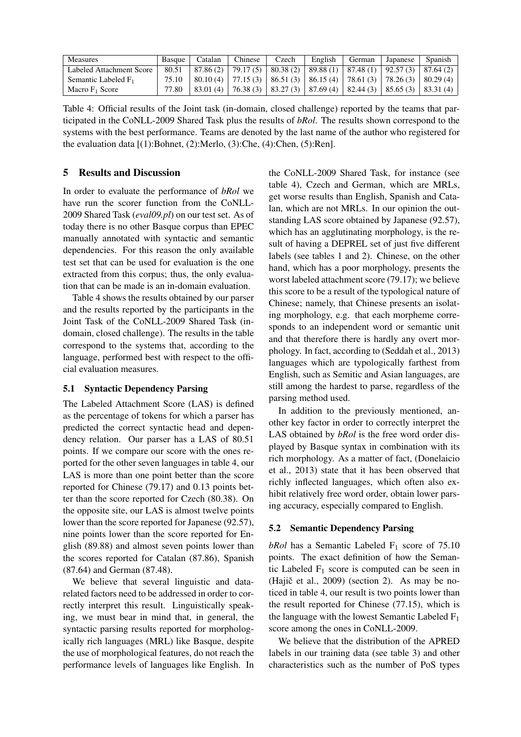| Measures | Basque | Catalan | Chinese | Czech | English | German | Japanese | Spanish |
|---|---|---|---|---|---|---|---|---|
| Labeled Attachment Score | 80.51 | 87.86 (2) | 79.17 (5) | 80.38 (2) | 89.88 (1) | 87.48 (1) | 92.57 (3) | 87.64 (2) |
| Semantic Labeled $F_1$ | 75.10 | 80.10 (4) | 77.15 (3) | 86.51 (3) | 86.15 (4) | 78.61 (3) | 78.26 (3) | 80.29 (4) |
| Macro $F_1$ Score | 77.80 | 83.01 (4) | 76.38 (3) | 83.27 (3) | 87.69 (4) | 82.44 (3) | 85.65 (3) | 83.31 (4) |

Table 4: Official results of the Joint task (in-domain, closed challenge) reported by the teams that participated in the CoNLL-2009 Shared Task plus the results of *bRol*. The results shown correspond to the systems with the best performance. Teams are denoted by the last name of the author who registered for the evaluation data [(1):Bohnet, (2):Merlo, (3):Che, (4):Chen, (5):Ren].

## 5 Results and Discussion

In order to evaluate the performance of *bRol* we have run the scorer function from the CoNLL-2009 Shared Task (*eval09.pl*) on our test set. As of today there is no other Basque corpus than EPEC manually annotated with syntactic and semantic dependencies. For this reason the only available test set that can be used for evaluation is the one extracted from this corpus; thus, the only evaluation that can be made is an in-domain evaluation.

Table 4 shows the results obtained by our parser and the results reported by the participants in the Joint Task of the CoNLL-2009 Shared Task (in-domain, closed challenge). The results in the table correspond to the systems that, according to the language, performed best with respect to the official evaluation measures.

### 5.1 Syntactic Dependency Parsing

The Labeled Attachment Score (LAS) is defined as the percentage of tokens for which a parser has predicted the correct syntactic head and dependency relation. Our parser has a LAS of 80.51 points. If we compare our score with the ones reported for the other seven languages in table 4, our LAS is more than one point better than the score reported for Chinese (79.17) and 0.13 points better than the score reported for Czech (80.38). On the opposite site, our LAS is almost twelve points lower than the score reported for Japanese (92.57), nine points lower than the score reported for English (89.88) and almost seven points lower than the scores reported for Catalan (87.86), Spanish (87.64) and German (87.48).

We believe that several linguistic and data-related factors need to be addressed in order to correctly interpret this result. Linguistically speaking, we must bear in mind that, in general, the syntactic parsing results reported for morphologically rich languages (MRL) like Basque, despite the use of morphological features, do not reach the performance levels of languages like English. In the CoNLL-2009 Shared Task, for instance (see table 4), Czech and German, which are MRLs, get worse results than English, Spanish and Catalan, which are not MRLs. In our opinion the outstanding LAS score obtained by Japanese (92.57), which has an agglutinating morphology, is the result of having a DEPREL set of just five different labels (see tables 1 and 2). Chinese, on the other hand, which has a poor morphology, presents the worst labeled attachment score (79.17); we believe this score to be a result of the typological nature of Chinese; namely, that Chinese presents an isolating morphology, e.g. that each morpheme corresponds to an independent word or semantic unit and that therefore there is hardly any overt morphology. In fact, according to (Seddah et al., 2013) languages which are typologically farthest from English, such as Semitic and Asian languages, are still among the hardest to parse, regardless of the parsing method used.

In addition to the previously mentioned, another key factor in order to correctly interpret the LAS obtained by *bRol* is the free word order displayed by Basque syntax in combination with its rich morphology. As a matter of fact, (Donelaicio et al., 2013) state that it has been observed that richly inflected languages, which often also exhibit relatively free word order, obtain lower parsing accuracy, especially compared to English.

### 5.2 Semantic Dependency Parsing

*bRol* has a Semantic Labeled $F_1$ score of 75.10 points. The exact definition of how the Semantic Labeled $F_1$ score is computed can be seen in (Hajič et al., 2009) (section 2). As may be noticed in table 4, our result is two points lower than the result reported for Chinese (77.15), which is the language with the lowest Semantic Labeled $F_1$ score among the ones in CoNLL-2009.

We believe that the distribution of the APRED labels in our training data (see table 3) and other characteristics such as the number of PoS types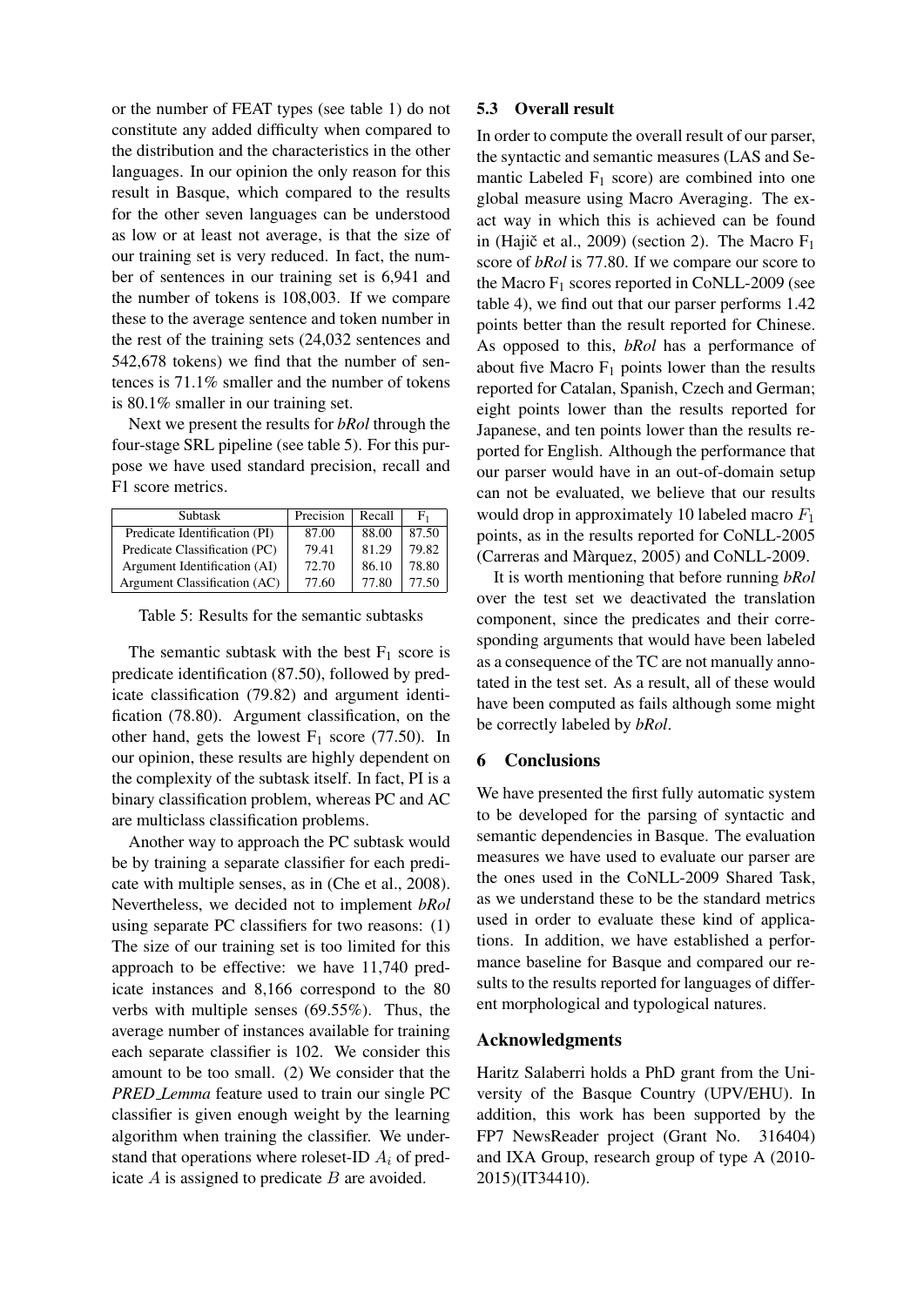or the number of FEAT types (see table 1) do not constitute any added difficulty when compared to the distribution and the characteristics in the other languages. In our opinion the only reason for this result in Basque, which compared to the results for the other seven languages can be understood as low or at least not average, is that the size of our training set is very reduced. In fact, the number of sentences in our training set is 6,941 and the number of tokens is 108,003. If we compare these to the average sentence and token number in the rest of the training sets (24,032 sentences and 542,678 tokens) we find that the number of sentences is 71.1% smaller and the number of tokens is 80.1% smaller in our training set.

Next we present the results for *bRol* through the four-stage SRL pipeline (see table 5). For this purpose we have used standard precision, recall and F1 score metrics.

| Subtask | Precision | Recall | $F_1$ |
|---|---|---|---|
| Predicate Identification (PI) | 87.00 | 88.00 | 87.50 |
| Predicate Classification (PC) | 79.41 | 81.29 | 79.82 |
| Argument Identification (AI) | 72.70 | 86.10 | 78.80 |
| Argument Classification (AC) | 77.60 | 77.80 | 77.50 |

Table 5: Results for the semantic subtasks

The semantic subtask with the best $F_1$ score is predicate identification (87.50), followed by predicate classification (79.82) and argument identification (78.80). Argument classification, on the other hand, gets the lowest $F_1$ score (77.50). In our opinion, these results are highly dependent on the complexity of the subtask itself. In fact, PI is a binary classification problem, whereas PC and AC are multiclass classification problems.

Another way to approach the PC subtask would be by training a separate classifier for each predicate with multiple senses, as in (Che et al., 2008). Nevertheless, we decided not to implement *bRol* using separate PC classifiers for two reasons: (1) The size of our training set is too limited for this approach to be effective: we have 11,740 predicate instances and 8,166 correspond to the 80 verbs with multiple senses (69.55%). Thus, the average number of instances available for training each separate classifier is 102. We consider this amount to be too small. (2) We consider that the *PRED_Lemma* feature used to train our single PC classifier is given enough weight by the learning algorithm when training the classifier. We understand that operations where roleset-ID $A_i$ of predicate $A$ is assigned to predicate $B$ are avoided.

### 5.3 Overall result

In order to compute the overall result of our parser, the syntactic and semantic measures (LAS and Semantic Labeled $F_1$ score) are combined into one global measure using Macro Averaging. The exact way in which this is achieved can be found in (Hajič et al., 2009) (section 2). The Macro $F_1$ score of *bRol* is 77.80. If we compare our score to the Macro $F_1$ scores reported in CoNLL-2009 (see table 4), we find out that our parser performs 1.42 points better than the result reported for Chinese. As opposed to this, *bRol* has a performance of about five Macro $F_1$ points lower than the results reported for Catalan, Spanish, Czech and German; eight points lower than the results reported for Japanese, and ten points lower than the results reported for English. Although the performance that our parser would have in an out-of-domain setup can not be evaluated, we believe that our results would drop in approximately 10 labeled macro $F_1$ points, as in the results reported for CoNLL-2005 (Carreras and Màrquez, 2005) and CoNLL-2009.

It is worth mentioning that before running *bRol* over the test set we deactivated the translation component, since the predicates and their corresponding arguments that would have been labeled as a consequence of the TC are not manually annotated in the test set. As a result, all of these would have been computed as fails although some might be correctly labeled by *bRol*.

## 6 Conclusions

We have presented the first fully automatic system to be developed for the parsing of syntactic and semantic dependencies in Basque. The evaluation measures we have used to evaluate our parser are the ones used in the CoNLL-2009 Shared Task, as we understand these to be the standard metrics used in order to evaluate these kind of applications. In addition, we have established a performance baseline for Basque and compared our results to the results reported for languages of different morphological and typological natures.

## Acknowledgments

Haritz Salaberri holds a PhD grant from the University of the Basque Country (UPV/EHU). In addition, this work has been supported by the FP7 NewsReader project (Grant No. 316404) and IXA Group, research group of type A (2010-2015)(IT34410).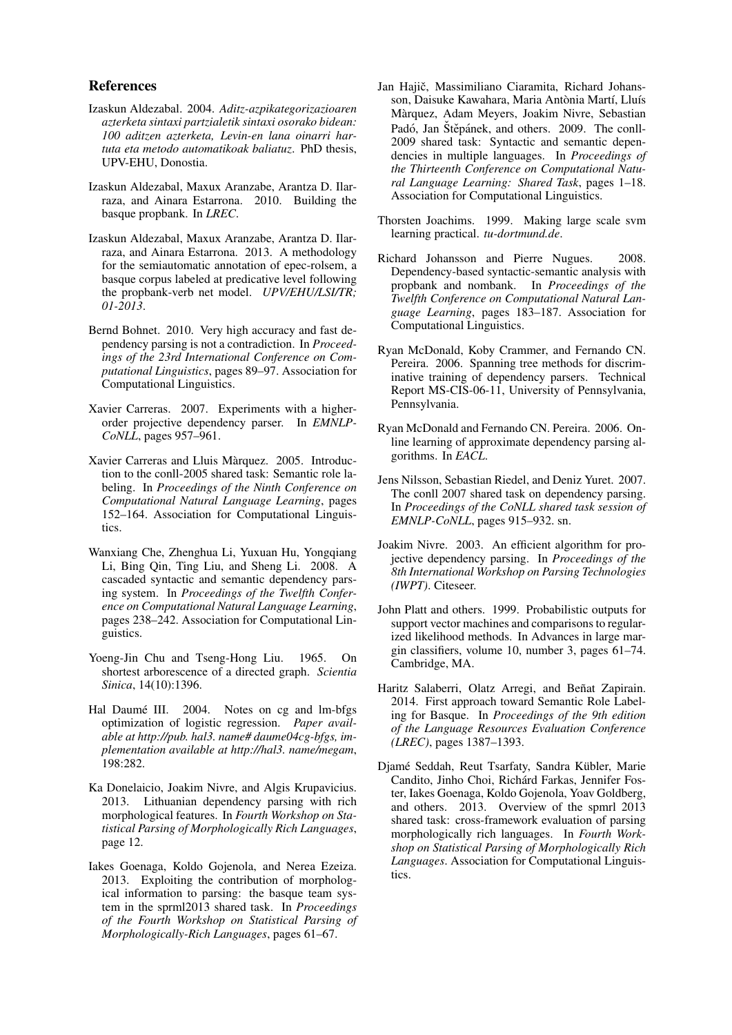## References

Izaskun Aldezabal. 2004. *Aditz-azpikategorizazioaren azterketa sintaxi partzialetik sintaxi osorako bidean: 100 aditzen azterketa, Levin-en lana oinarri hartuta eta metodo automatikoak baliatuz*. PhD thesis, UPV-EHU, Donostia.

Izaskun Aldezabal, Maxux Aranzabe, Arantza D. Ilarraza, and Ainara Estarrona. 2010. Building the basque propbank. In *LREC*.

Izaskun Aldezabal, Maxux Aranzabe, Arantza D. Ilarraza, and Ainara Estarrona. 2013. A methodology for the semiautomatic annotation of epec-rolsem, a basque corpus labeled at predicative level following the propbank-verb net model. *UPV/EHU/LSI/TR; 01-2013*.

Bernd Bohnet. 2010. Very high accuracy and fast dependency parsing is not a contradiction. In *Proceedings of the 23rd International Conference on Computational Linguistics*, pages 89–97. Association for Computational Linguistics.

Xavier Carreras. 2007. Experiments with a higher-order projective dependency parser. In *EMNLP-CoNLL*, pages 957–961.

Xavier Carreras and Lluis Màrquez. 2005. Introduction to the conll-2005 shared task: Semantic role labeling. In *Proceedings of the Ninth Conference on Computational Natural Language Learning*, pages 152–164. Association for Computational Linguistics.

Wanxiang Che, Zhenghua Li, Yuxuan Hu, Yongqiang Li, Bing Qin, Ting Liu, and Sheng Li. 2008. A cascaded syntactic and semantic dependency parsing system. In *Proceedings of the Twelfth Conference on Computational Natural Language Learning*, pages 238–242. Association for Computational Linguistics.

Yoeng-Jin Chu and Tseng-Hong Liu. 1965. On shortest arborescence of a directed graph. *Scientia Sinica*, 14(10):1396.

Hal Daumé III. 2004. Notes on cg and lm-bfgs optimization of logistic regression. *Paper available at http://pub. hal3. name# daume04cg-bfgs, implementation available at http://hal3. name/megam*, 198:282.

Ka Donelaicio, Joakim Nivre, and Algis Krupavicius. 2013. Lithuanian dependency parsing with rich morphological features. In *Fourth Workshop on Statistical Parsing of Morphologically Rich Languages*, page 12.

Iakes Goenaga, Koldo Gojenola, and Nerea Ezeiza. 2013. Exploiting the contribution of morphological information to parsing: the basque team system in the sprml2013 shared task. In *Proceedings of the Fourth Workshop on Statistical Parsing of Morphologically-Rich Languages*, pages 61–67.

Jan Hajič, Massimiliano Ciaramita, Richard Johansson, Daisuke Kawahara, Maria Antònia Martí, Lluís Màrquez, Adam Meyers, Joakim Nivre, Sebastian Padó, Jan Štěpánek, and others. 2009. The conll-2009 shared task: Syntactic and semantic dependencies in multiple languages. In *Proceedings of the Thirteenth Conference on Computational Natural Language Learning: Shared Task*, pages 1–18. Association for Computational Linguistics.

Thorsten Joachims. 1999. Making large scale svm learning practical. *tu-dortmund.de*.

Richard Johansson and Pierre Nugues. 2008. Dependency-based syntactic-semantic analysis with propbank and nombank. In *Proceedings of the Twelfth Conference on Computational Natural Language Learning*, pages 183–187. Association for Computational Linguistics.

Ryan McDonald, Koby Crammer, and Fernando CN. Pereira. 2006. Spanning tree methods for discriminative training of dependency parsers. Technical Report MS-CIS-06-11, University of Pennsylvania, Pennsylvania.

Ryan McDonald and Fernando CN. Pereira. 2006. Online learning of approximate dependency parsing algorithms. In *EACL*.

Jens Nilsson, Sebastian Riedel, and Deniz Yuret. 2007. The conll 2007 shared task on dependency parsing. In *Proceedings of the CoNLL shared task session of EMNLP-CoNLL*, pages 915–932. sn.

Joakim Nivre. 2003. An efficient algorithm for projective dependency parsing. In *Proceedings of the 8th International Workshop on Parsing Technologies (IWPT)*. Citeseer.

John Platt and others. 1999. Probabilistic outputs for support vector machines and comparisons to regularized likelihood methods. In Advances in large margin classifiers, volume 10, number 3, pages 61–74. Cambridge, MA.

Haritz Salaberri, Olatz Arregi, and Beñat Zapirain. 2014. First approach toward Semantic Role Labeling for Basque. In *Proceedings of the 9th edition of the Language Resources Evaluation Conference (LREC)*, pages 1387–1393.

Djamé Seddah, Reut Tsarfaty, Sandra Kübler, Marie Candito, Jinho Choi, Richárd Farkas, Jennifer Foster, Iakes Goenaga, Koldo Gojenola, Yoav Goldberg, and others. 2013. Overview of the spmrl 2013 shared task: cross-framework evaluation of parsing morphologically rich languages. In *Fourth Workshop on Statistical Parsing of Morphologically Rich Languages*. Association for Computational Linguistics.